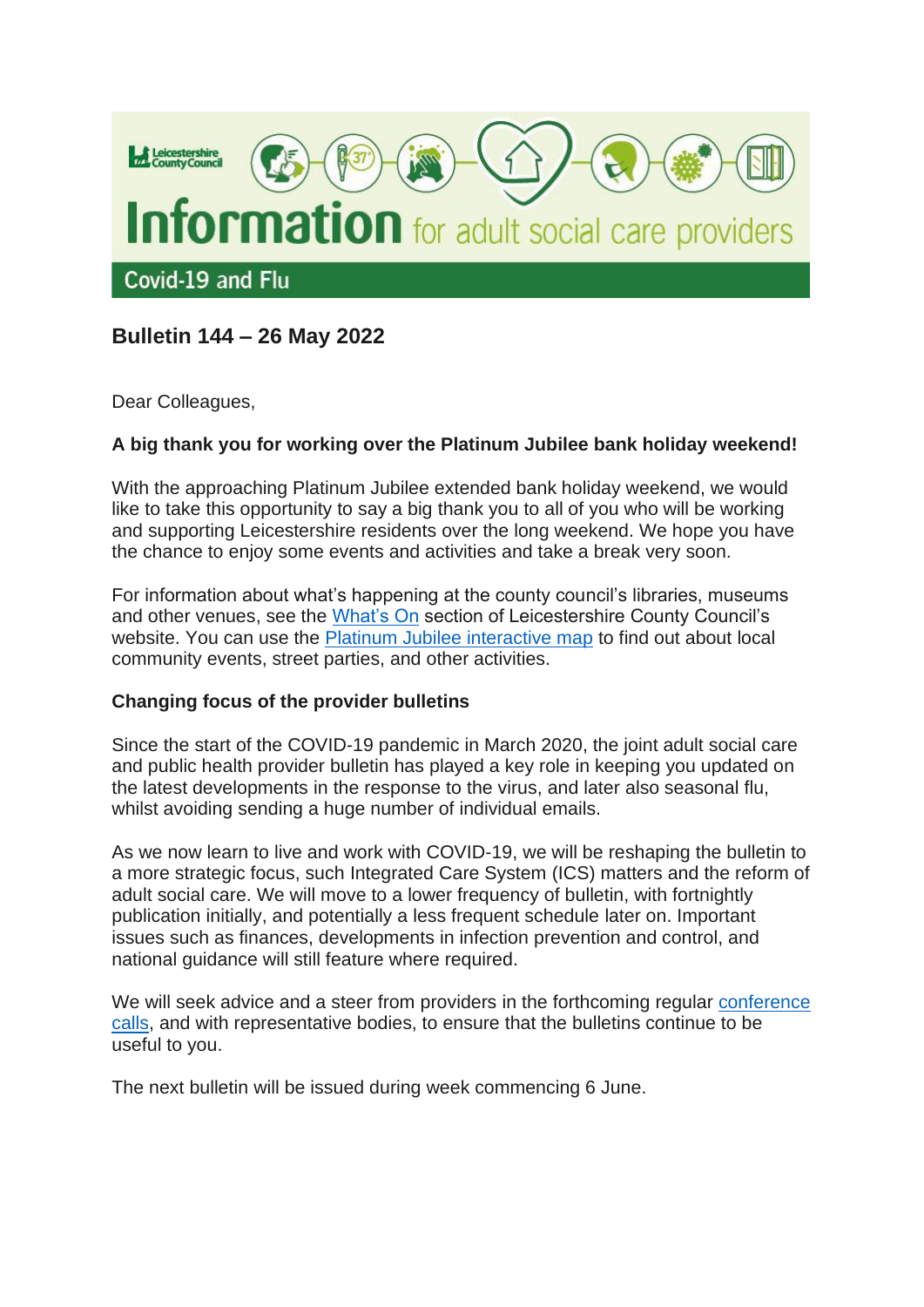Leicestershire County Council

# Information for adult social care providers

Covid-19 and Flu

## Bulletin 144 – 26 May 2022

Dear Colleagues,

**A big thank you for working over the Platinum Jubilee bank holiday weekend!**

With the approaching Platinum Jubilee extended bank holiday weekend, we would like to take this opportunity to say a big thank you to all of you who will be working and supporting Leicestershire residents over the long weekend. We hope you have the chance to enjoy some events and activities and take a break very soon.

For information about what's happening at the county council's libraries, museums and other venues, see the What's On section of Leicestershire County Council's website. You can use the Platinum Jubilee interactive map to find out about local community events, street parties, and other activities.

**Changing focus of the provider bulletins**

Since the start of the COVID-19 pandemic in March 2020, the joint adult social care and public health provider bulletin has played a key role in keeping you updated on the latest developments in the response to the virus, and later also seasonal flu, whilst avoiding sending a huge number of individual emails.

As we now learn to live and work with COVID-19, we will be reshaping the bulletin to a more strategic focus, such Integrated Care System (ICS) matters and the reform of adult social care. We will move to a lower frequency of bulletin, with fortnightly publication initially, and potentially a less frequent schedule later on. Important issues such as finances, developments in infection prevention and control, and national guidance will still feature where required.

We will seek advice and a steer from providers in the forthcoming regular conference calls, and with representative bodies, to ensure that the bulletins continue to be useful to you.

The next bulletin will be issued during week commencing 6 June.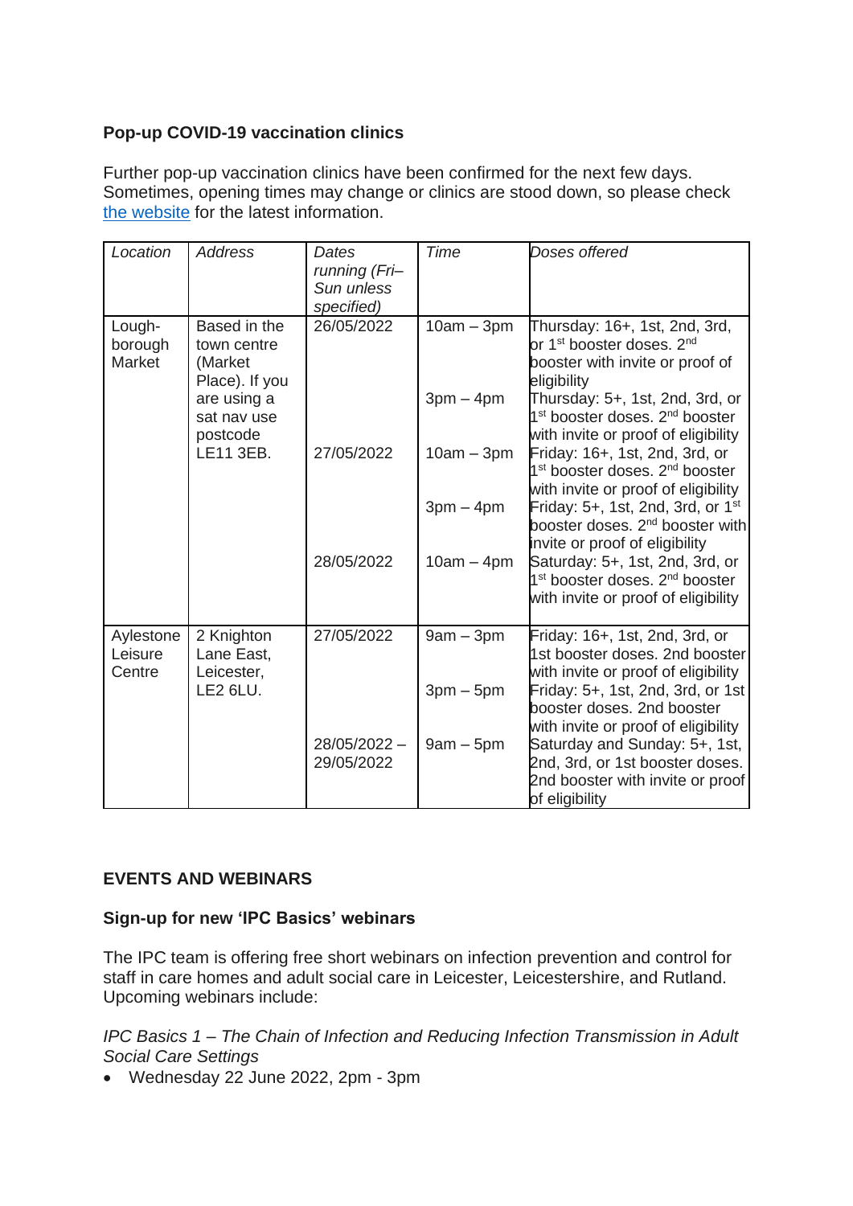**Pop-up COVID-19 vaccination clinics**

Further pop-up vaccination clinics have been confirmed for the next few days. Sometimes, opening times may change or clinics are stood down, so please check [the website](#) for the latest information.

| *Location* | *Address* | *Dates running (Fri–Sun unless specified)* | *Time* | *Doses offered* |
|---|---|---|---|---|
| Lough-borough Market | Based in the town centre (Market Place). If you are using a sat nav use postcode LE11 3EB. | 26/05/2022 | 10am – 3pm | Thursday: 16+, 1st, 2nd, 3rd, or 1st booster doses. 2nd booster with invite or proof of eligibility |
| | | | 3pm – 4pm | Thursday: 5+, 1st, 2nd, 3rd, or 1st booster doses. 2nd booster with invite or proof of eligibility |
| | | 27/05/2022 | 10am – 3pm | Friday: 16+, 1st, 2nd, 3rd, or 1st booster doses. 2nd booster with invite or proof of eligibility |
| | | | 3pm – 4pm | Friday: 5+, 1st, 2nd, 3rd, or 1st booster doses. 2nd booster with invite or proof of eligibility |
| | | 28/05/2022 | 10am – 4pm | Saturday: 5+, 1st, 2nd, 3rd, or 1st booster doses. 2nd booster with invite or proof of eligibility |
| Aylestone Leisure Centre | 2 Knighton Lane East, Leicester, LE2 6LU. | 27/05/2022 | 9am – 3pm | Friday: 16+, 1st, 2nd, 3rd, or 1st booster doses. 2nd booster with invite or proof of eligibility |
| | | | 3pm – 5pm | Friday: 5+, 1st, 2nd, 3rd, or 1st booster doses. 2nd booster with invite or proof of eligibility |
| | | 28/05/2022 – 29/05/2022 | 9am – 5pm | Saturday and Sunday: 5+, 1st, 2nd, 3rd, or 1st booster doses. 2nd booster with invite or proof of eligibility |

## EVENTS AND WEBINARS

### Sign-up for new 'IPC Basics' webinars

The IPC team is offering free short webinars on infection prevention and control for staff in care homes and adult social care in Leicester, Leicestershire, and Rutland. Upcoming webinars include:

*IPC Basics 1 – The Chain of Infection and Reducing Infection Transmission in Adult Social Care Settings*

- Wednesday 22 June 2022, 2pm - 3pm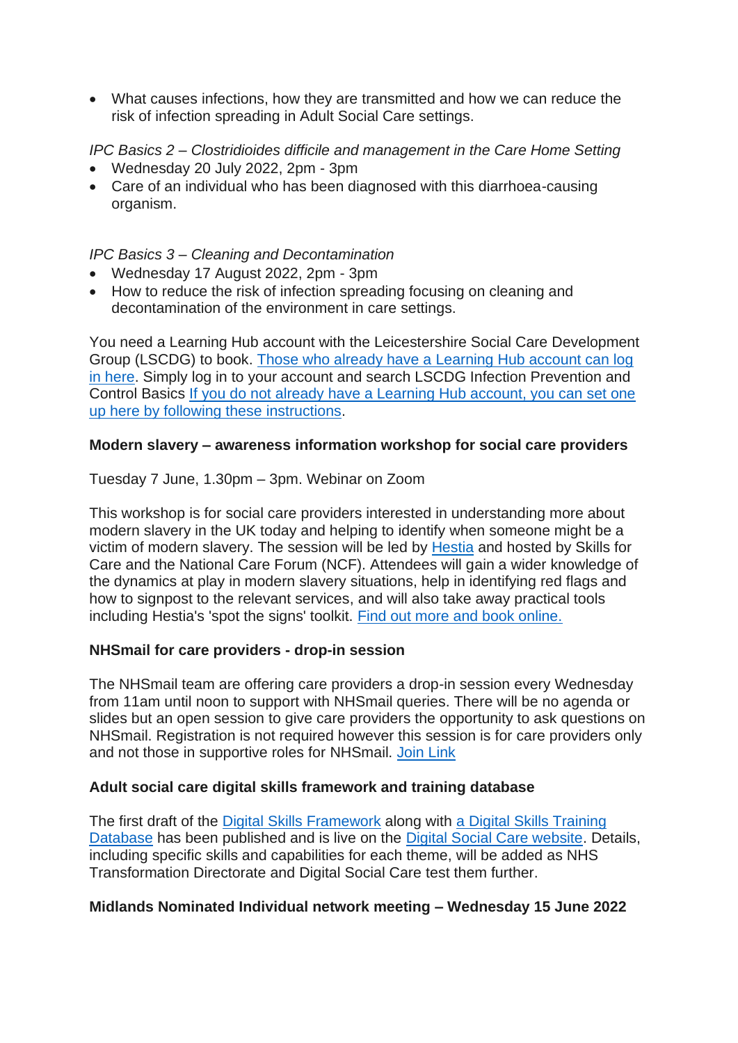- What causes infections, how they are transmitted and how we can reduce the risk of infection spreading in Adult Social Care settings.

*IPC Basics 2 – Clostridioides difficile and management in the Care Home Setting*

- Wednesday 20 July 2022, 2pm - 3pm
- Care of an individual who has been diagnosed with this diarrhoea-causing organism.

*IPC Basics 3 – Cleaning and Decontamination*

- Wednesday 17 August 2022, 2pm - 3pm
- How to reduce the risk of infection spreading focusing on cleaning and decontamination of the environment in care settings.

You need a Learning Hub account with the Leicestershire Social Care Development Group (LSCDG) to book. Those who already have a Learning Hub account can log in here. Simply log in to your account and search LSCDG Infection Prevention and Control Basics If you do not already have a Learning Hub account, you can set one up here by following these instructions.

**Modern slavery – awareness information workshop for social care providers**

Tuesday 7 June, 1.30pm – 3pm. Webinar on Zoom

This workshop is for social care providers interested in understanding more about modern slavery in the UK today and helping to identify when someone might be a victim of modern slavery. The session will be led by Hestia and hosted by Skills for Care and the National Care Forum (NCF). Attendees will gain a wider knowledge of the dynamics at play in modern slavery situations, help in identifying red flags and how to signpost to the relevant services, and will also take away practical tools including Hestia's 'spot the signs' toolkit. Find out more and book online.

**NHSmail for care providers - drop-in session**

The NHSmail team are offering care providers a drop-in session every Wednesday from 11am until noon to support with NHSmail queries. There will be no agenda or slides but an open session to give care providers the opportunity to ask questions on NHSmail. Registration is not required however this session is for care providers only and not those in supportive roles for NHSmail. Join Link

**Adult social care digital skills framework and training database**

The first draft of the Digital Skills Framework along with a Digital Skills Training Database has been published and is live on the Digital Social Care website. Details, including specific skills and capabilities for each theme, will be added as NHS Transformation Directorate and Digital Social Care test them further.

**Midlands Nominated Individual network meeting – Wednesday 15 June 2022**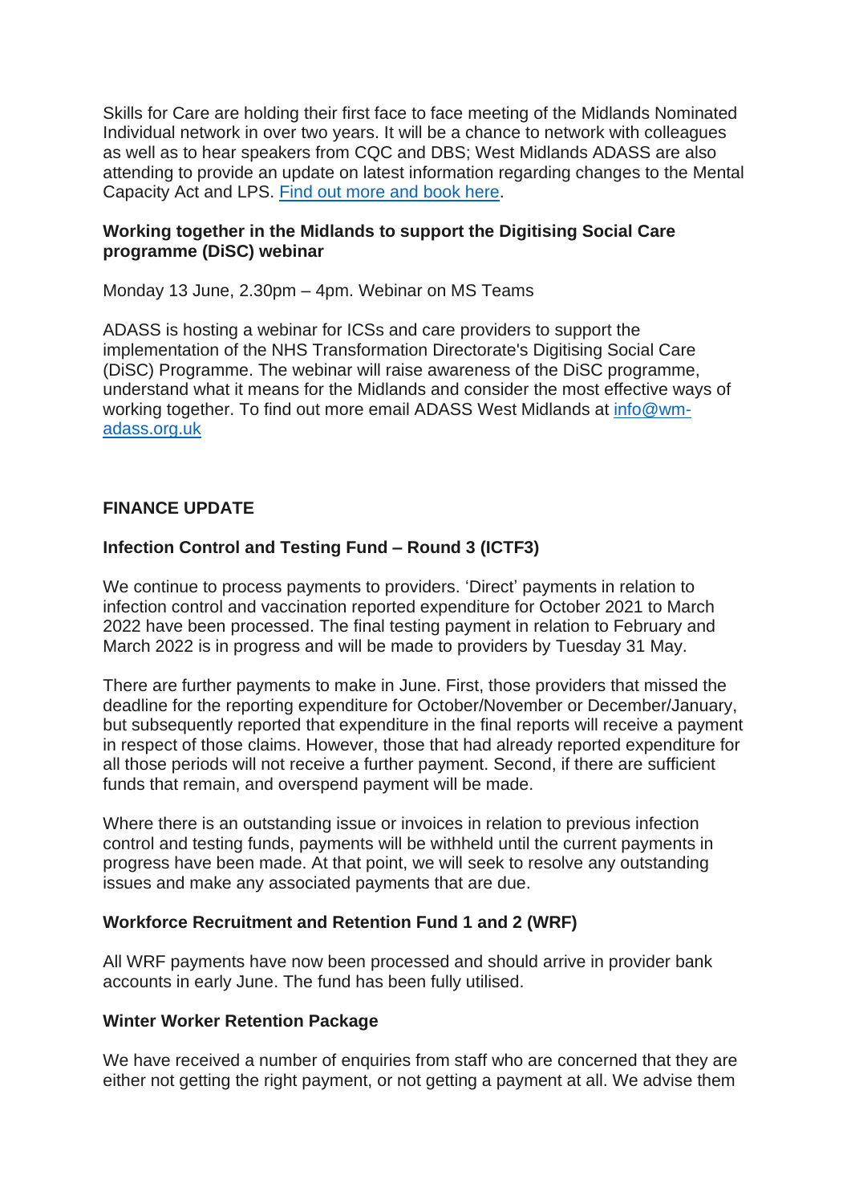Skills for Care are holding their first face to face meeting of the Midlands Nominated Individual network in over two years. It will be a chance to network with colleagues as well as to hear speakers from CQC and DBS; West Midlands ADASS are also attending to provide an update on latest information regarding changes to the Mental Capacity Act and LPS. Find out more and book here.

**Working together in the Midlands to support the Digitising Social Care programme (DiSC) webinar**

Monday 13 June, 2.30pm – 4pm. Webinar on MS Teams

ADASS is hosting a webinar for ICSs and care providers to support the implementation of the NHS Transformation Directorate's Digitising Social Care (DiSC) Programme. The webinar will raise awareness of the DiSC programme, understand what it means for the Midlands and consider the most effective ways of working together. To find out more email ADASS West Midlands at info@wm-adass.org.uk

**FINANCE UPDATE**

**Infection Control and Testing Fund – Round 3 (ICTF3)**

We continue to process payments to providers. 'Direct' payments in relation to infection control and vaccination reported expenditure for October 2021 to March 2022 have been processed. The final testing payment in relation to February and March 2022 is in progress and will be made to providers by Tuesday 31 May.

There are further payments to make in June. First, those providers that missed the deadline for the reporting expenditure for October/November or December/January, but subsequently reported that expenditure in the final reports will receive a payment in respect of those claims. However, those that had already reported expenditure for all those periods will not receive a further payment. Second, if there are sufficient funds that remain, and overspend payment will be made.

Where there is an outstanding issue or invoices in relation to previous infection control and testing funds, payments will be withheld until the current payments in progress have been made. At that point, we will seek to resolve any outstanding issues and make any associated payments that are due.

**Workforce Recruitment and Retention Fund 1 and 2 (WRF)**

All WRF payments have now been processed and should arrive in provider bank accounts in early June. The fund has been fully utilised.

**Winter Worker Retention Package**

We have received a number of enquiries from staff who are concerned that they are either not getting the right payment, or not getting a payment at all. We advise them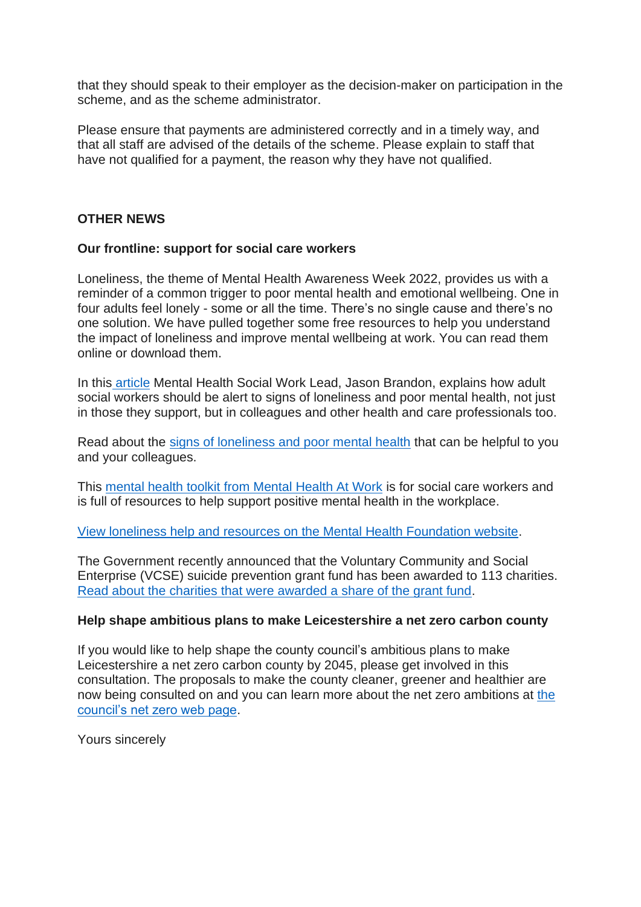that they should speak to their employer as the decision-maker on participation in the scheme, and as the scheme administrator.

Please ensure that payments are administered correctly and in a timely way, and that all staff are advised of the details of the scheme. Please explain to staff that have not qualified for a payment, the reason why they have not qualified.

## OTHER NEWS

### Our frontline: support for social care workers

Loneliness, the theme of Mental Health Awareness Week 2022, provides us with a reminder of a common trigger to poor mental health and emotional wellbeing. One in four adults feel lonely - some or all the time. There's no single cause and there's no one solution. We have pulled together some free resources to help you understand the impact of loneliness and improve mental wellbeing at work. You can read them online or download them.

In this article Mental Health Social Work Lead, Jason Brandon, explains how adult social workers should be alert to signs of loneliness and poor mental health, not just in those they support, but in colleagues and other health and care professionals too.

Read about the signs of loneliness and poor mental health that can be helpful to you and your colleagues.

This mental health toolkit from Mental Health At Work is for social care workers and is full of resources to help support positive mental health in the workplace.

View loneliness help and resources on the Mental Health Foundation website.

The Government recently announced that the Voluntary Community and Social Enterprise (VCSE) suicide prevention grant fund has been awarded to 113 charities. Read about the charities that were awarded a share of the grant fund.

### Help shape ambitious plans to make Leicestershire a net zero carbon county

If you would like to help shape the county council's ambitious plans to make Leicestershire a net zero carbon county by 2045, please get involved in this consultation. The proposals to make the county cleaner, greener and healthier are now being consulted on and you can learn more about the net zero ambitions at the council's net zero web page.

Yours sincerely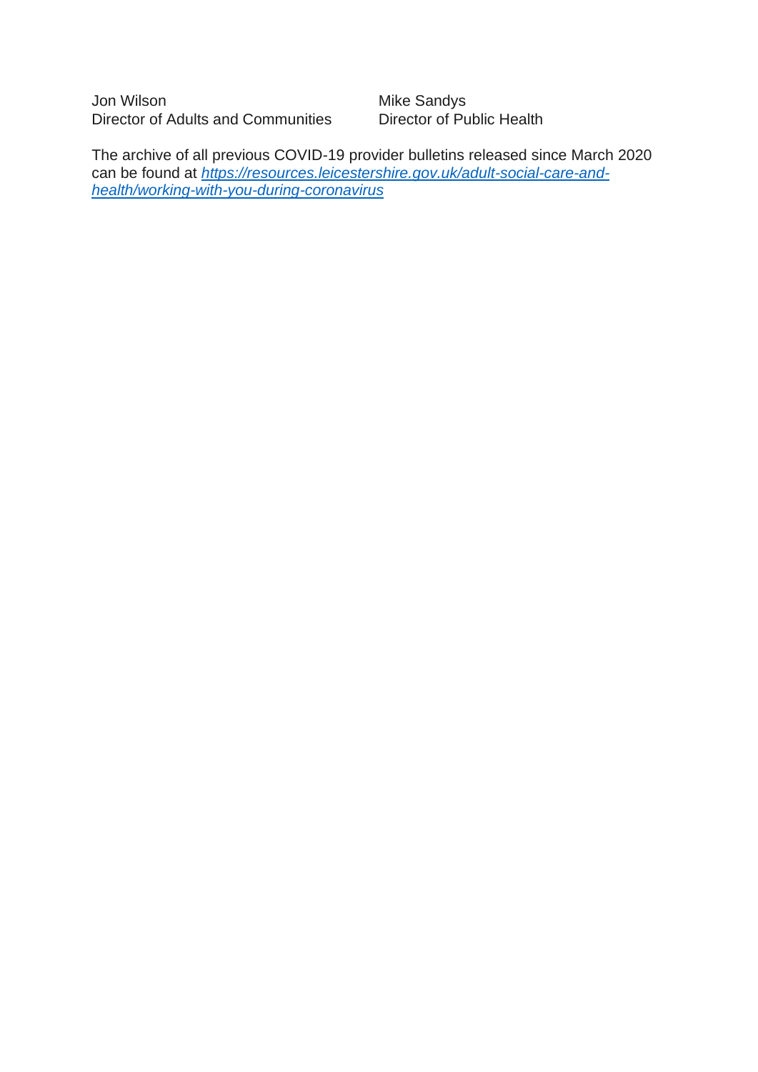Jon Wilson
Director of Adults and Communities

Mike Sandys
Director of Public Health

The archive of all previous COVID-19 provider bulletins released since March 2020 can be found at [*https://resources.leicestershire.gov.uk/adult-social-care-and-health/working-with-you-during-coronavirus*](https://resources.leicestershire.gov.uk/adult-social-care-and-health/working-with-you-during-coronavirus)